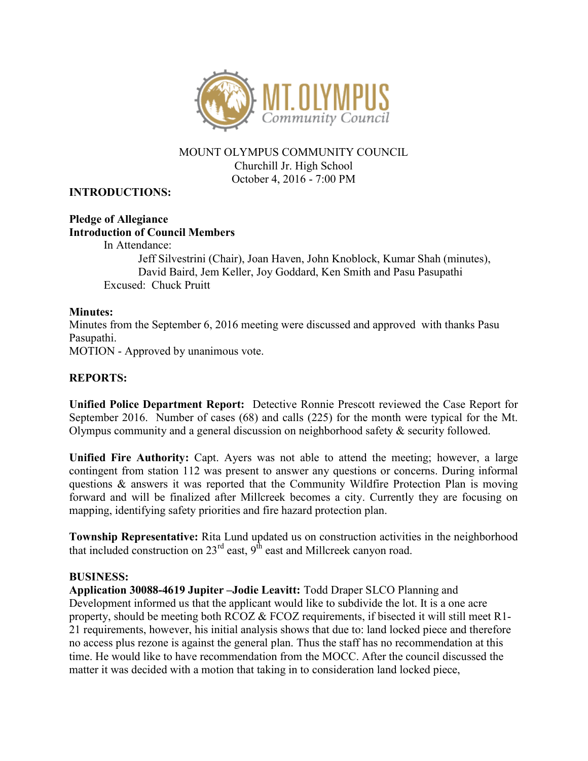MOUNT OLYMPUS COMMUNITY COUNCIL
Churchill Jr. High School
October 4, 2016 - 7:00 PM

**INTRODUCTIONS:**

**Pledge of Allegiance**
**Introduction of Council Members**

In Attendance:

Jeff Silvestrini (Chair), Joan Haven, John Knoblock, Kumar Shah (minutes), David Baird, Jem Keller, Joy Goddard, Ken Smith and Pasu Pasupathi

Excused: Chuck Pruitt

**Minutes:**
Minutes from the September 6, 2016 meeting were discussed and approved with thanks Pasu Pasupathi.
MOTION - Approved by unanimous vote.

**REPORTS:**

**Unified Police Department Report:** Detective Ronnie Prescott reviewed the Case Report for September 2016. Number of cases (68) and calls (225) for the month were typical for the Mt. Olympus community and a general discussion on neighborhood safety & security followed.

**Unified Fire Authority:** Capt. Ayers was not able to attend the meeting; however, a large contingent from station 112 was present to answer any questions or concerns. During informal questions & answers it was reported that the Community Wildfire Protection Plan is moving forward and will be finalized after Millcreek becomes a city. Currently they are focusing on mapping, identifying safety priorities and fire hazard protection plan.

**Township Representative:** Rita Lund updated us on construction activities in the neighborhood that included construction on 23rd east, 9th east and Millcreek canyon road.

**BUSINESS:**

**Application 30088-4619 Jupiter –Jodie Leavitt:** Todd Draper SLCO Planning and Development informed us that the applicant would like to subdivide the lot. It is a one acre property, should be meeting both RCOZ & FCOZ requirements, if bisected it will still meet R1-21 requirements, however, his initial analysis shows that due to: land locked piece and therefore no access plus rezone is against the general plan. Thus the staff has no recommendation at this time. He would like to have recommendation from the MOCC. After the council discussed the matter it was decided with a motion that taking in to consideration land locked piece,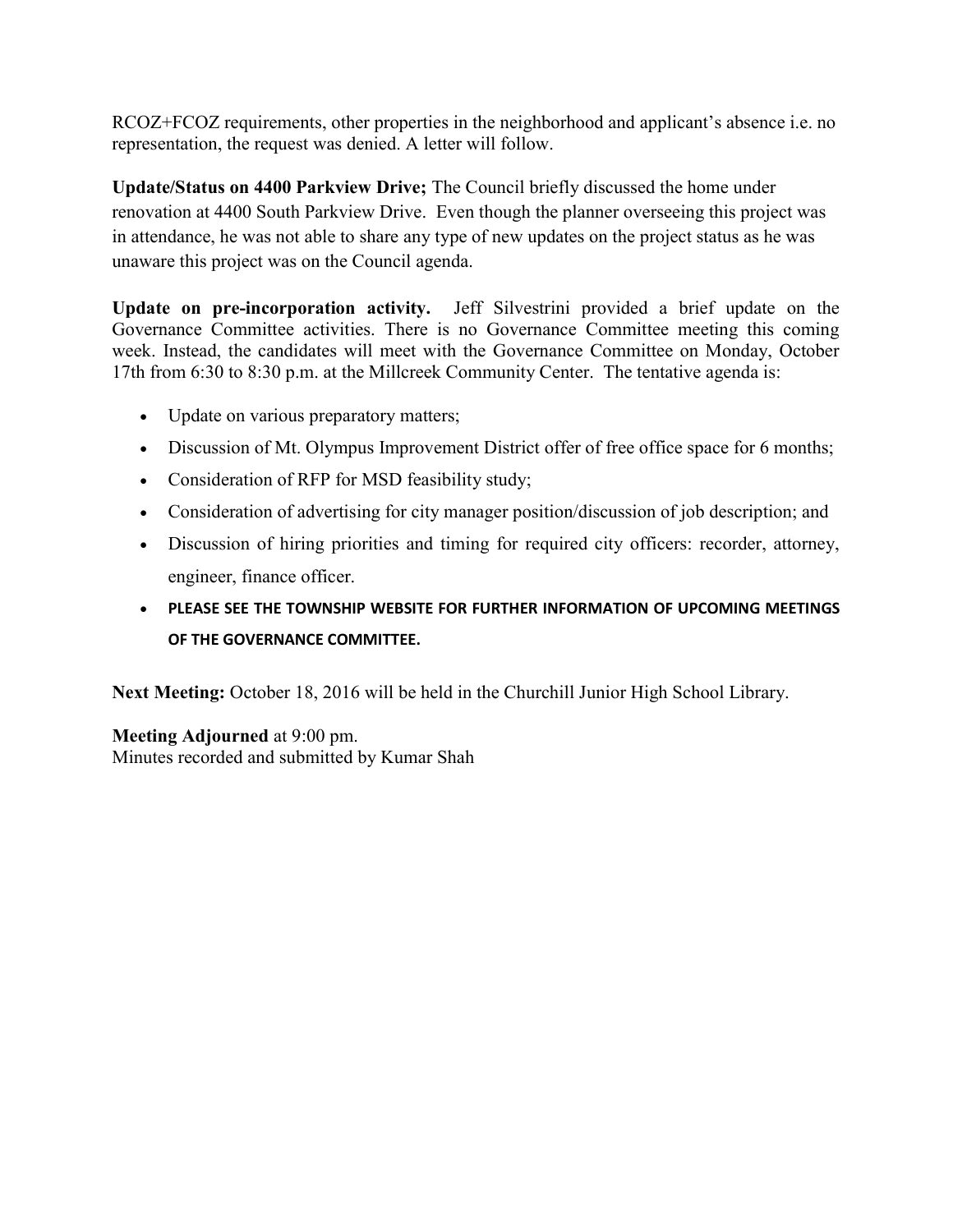RCOZ+FCOZ requirements, other properties in the neighborhood and applicant's absence i.e. no representation, the request was denied. A letter will follow.

**Update/Status on 4400 Parkview Drive;** The Council briefly discussed the home under renovation at 4400 South Parkview Drive. Even though the planner overseeing this project was in attendance, he was not able to share any type of new updates on the project status as he was unaware this project was on the Council agenda.

**Update on pre-incorporation activity.** Jeff Silvestrini provided a brief update on the Governance Committee activities. There is no Governance Committee meeting this coming week. Instead, the candidates will meet with the Governance Committee on Monday, October 17th from 6:30 to 8:30 p.m. at the Millcreek Community Center. The tentative agenda is:

- Update on various preparatory matters;
- Discussion of Mt. Olympus Improvement District offer of free office space for 6 months;
- Consideration of RFP for MSD feasibility study;
- Consideration of advertising for city manager position/discussion of job description; and
- Discussion of hiring priorities and timing for required city officers: recorder, attorney, engineer, finance officer.
- **PLEASE SEE THE TOWNSHIP WEBSITE FOR FURTHER INFORMATION OF UPCOMING MEETINGS OF THE GOVERNANCE COMMITTEE.**

**Next Meeting:** October 18, 2016 will be held in the Churchill Junior High School Library.

**Meeting Adjourned** at 9:00 pm.
Minutes recorded and submitted by Kumar Shah